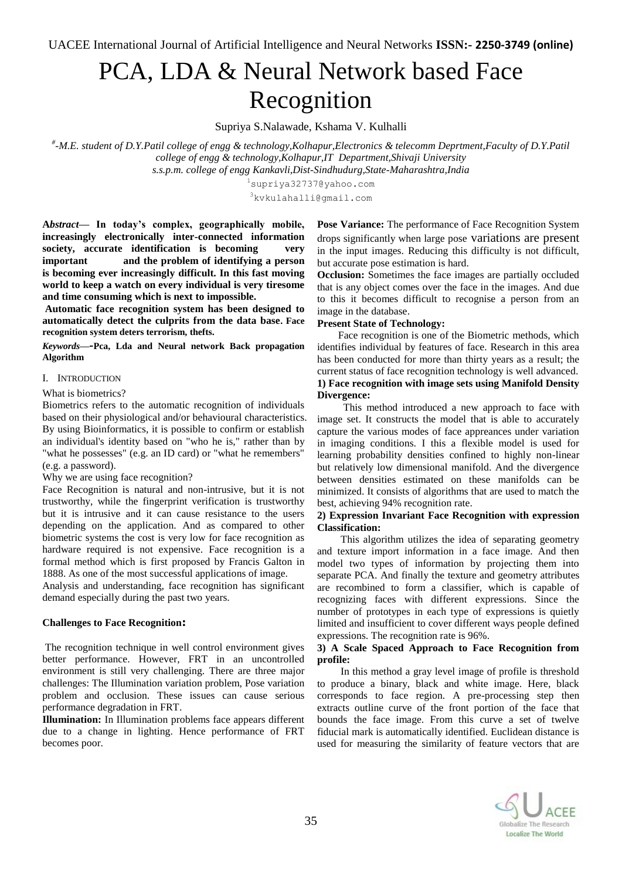# PCA, LDA & Neural Network based Face Recognition

Supriya S.Nalawade, Kshama V. Kulhalli

*#-M.E. student of D.Y.Patil college of engg & technology,Kolhapur,Electronics & telecomm Deprtment,Faculty of D.Y.Patil college of engg & technology,Kolhapur,IT Department,Shivaji University*
*s.s.p.m. college of engg Kankavli,Dist-Sindhudurg,State-Maharashtra,India*

[1]supriya32737@yahoo.com

[3]kvkulahalli@gmail.com

***Abstract*— In today's complex, geographically mobile, increasingly electronically inter-connected information society, accurate identification is becoming very important and the problem of identifying a person is becoming ever increasingly difficult. In this fast moving world to keep a watch on every individual is very tiresome and time consuming which is next to impossible.**

**Automatic face recognition system has been designed to automatically detect the culprits from the data base. Face recognition system deters terrorism, thefts.**

***Keywords*—-Pca, Lda and Neural network Back propagation Algorithm**

## I. Introduction

What is biometrics?

Biometrics refers to the automatic recognition of individuals based on their physiological and/or behavioural characteristics. By using Bioinformatics, it is possible to confirm or establish an individual's identity based on "who he is," rather than by "what he possesses" (e.g. an ID card) or "what he remembers" (e.g. a password).

Why we are using face recognition?

Face Recognition is natural and non-intrusive, but it is not trustworthy, while the fingerprint verification is trustworthy but it is intrusive and it can cause resistance to the users depending on the application. And as compared to other biometric systems the cost is very low for face recognition as hardware required is not expensive. Face recognition is a formal method which is first proposed by Francis Galton in 1888. As one of the most successful applications of image.

Analysis and understanding, face recognition has significant demand especially during the past two years.

**Challenges to Face Recognition:**

The recognition technique in well control environment gives better performance. However, FRT in an uncontrolled environment is still very challenging. There are three major challenges: The Illumination variation problem, Pose variation problem and occlusion. These issues can cause serious performance degradation in FRT.

**Illumination:** In Illumination problems face appears different due to a change in lighting. Hence performance of FRT becomes poor.

**Pose Variance:** The performance of Face Recognition System drops significantly when large pose variations are present in the input images. Reducing this difficulty is not difficult, but accurate pose estimation is hard.

**Occlusion:** Sometimes the face images are partially occluded that is any object comes over the face in the images. And due to this it becomes difficult to recognise a person from an image in the database.

**Present State of Technology:**

Face recognition is one of the Biometric methods, which identifies individual by features of face. Research in this area has been conducted for more than thirty years as a result; the current status of face recognition technology is well advanced.

**1) Face recognition with image sets using Manifold Density Divergence:**

This method introduced a new approach to face with image set. It constructs the model that is able to accurately capture the various modes of face appreances under variation in imaging conditions. I this a flexible model is used for learning probability densities confined to highly non-linear but relatively low dimensional manifold. And the divergence between densities estimated on these manifolds can be minimized. It consists of algorithms that are used to match the best, achieving 94% recognition rate.

**2) Expression Invariant Face Recognition with expression Classification:**

This algorithm utilizes the idea of separating geometry and texture import information in a face image. And then model two types of information by projecting them into separate PCA. And finally the texture and geometry attributes are recombined to form a classifier, which is capable of recognizing faces with different expressions. Since the number of prototypes in each type of expressions is quietly limited and insufficient to cover different ways people defined expressions. The recognition rate is 96%.

**3) A Scale Spaced Approach to Face Recognition from profile:**

In this method a gray level image of profile is threshold to produce a binary, black and white image. Here, black corresponds to face region. A pre-processing step then extracts outline curve of the front portion of the face that bounds the face image. From this curve a set of twelve fiducial mark is automatically identified. Euclidean distance is used for measuring the similarity of feature vectors that are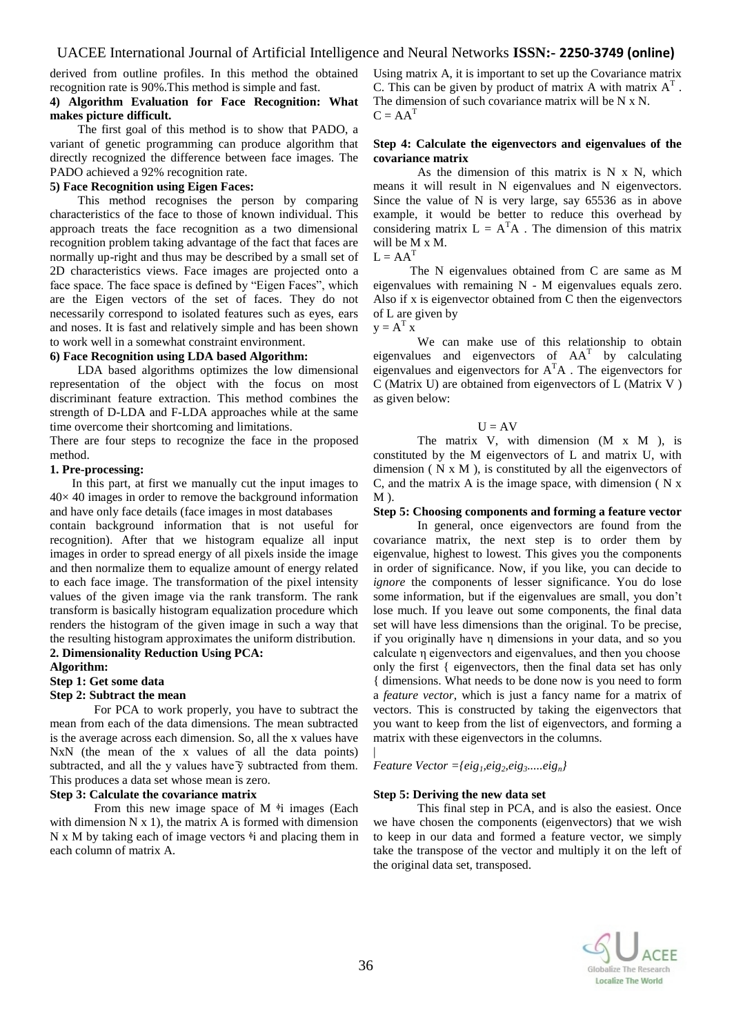derived from outline profiles. In this method the obtained recognition rate is 90%.This method is simple and fast.

**4) Algorithm Evaluation for Face Recognition: What makes picture difficult.**

The first goal of this method is to show that PADO, a variant of genetic programming can produce algorithm that directly recognized the difference between face images. The PADO achieved a 92% recognition rate.

**5) Face Recognition using Eigen Faces:**

This method recognises the person by comparing characteristics of the face to those of known individual. This approach treats the face recognition as a two dimensional recognition problem taking advantage of the fact that faces are normally up-right and thus may be described by a small set of 2D characteristics views. Face images are projected onto a face space. The face space is defined by "Eigen Faces", which are the Eigen vectors of the set of faces. They do not necessarily correspond to isolated features such as eyes, ears and noses. It is fast and relatively simple and has been shown to work well in a somewhat constraint environment.

**6) Face Recognition using LDA based Algorithm:**

LDA based algorithms optimizes the low dimensional representation of the object with the focus on most discriminant feature extraction. This method combines the strength of D-LDA and F-LDA approaches while at the same time overcome their shortcoming and limitations.

There are four steps to recognize the face in the proposed method.

**1. Pre-processing:**

In this part, at first we manually cut the input images to 40× 40 images in order to remove the background information and have only face details (face images in most databases contain background information that is not useful for recognition). After that we histogram equalize all input images in order to spread energy of all pixels inside the image and then normalize them to equalize amount of energy related to each face image. The transformation of the pixel intensity values of the given image via the rank transform. The rank transform is basically histogram equalization procedure which renders the histogram of the given image in such a way that the resulting histogram approximates the uniform distribution.

**2. Dimensionality Reduction Using PCA:**

**Algorithm:**

**Step 1: Get some data**

**Step 2: Subtract the mean**

For PCA to work properly, you have to subtract the mean from each of the data dimensions. The mean subtracted is the average across each dimension. So, all the x values have NxN (the mean of the x values of all the data points) subtracted, and all the y values have $\bar{y}$ subtracted from them. This produces a data set whose mean is zero.

**Step 3: Calculate the covariance matrix**

From this new image space of M $\phi$i images (Each with dimension N x 1), the matrix A is formed with dimension N x M by taking each of image vectors $\phi$i and placing them in each column of matrix A.

Using matrix A, it is important to set up the Covariance matrix C. This can be given by product of matrix A with matrix $A^T$. The dimension of such covariance matrix will be N x N.

$C = AA^T$

**Step 4: Calculate the eigenvectors and eigenvalues of the covariance matrix**

As the dimension of this matrix is N x N, which means it will result in N eigenvalues and N eigenvectors. Since the value of N is very large, say 65536 as in above example, it would be better to reduce this overhead by considering matrix $L = A^TA$. The dimension of this matrix will be M x M.

$L = AA^T$

The N eigenvalues obtained from C are same as M eigenvalues with remaining N - M eigenvalues equals zero. Also if x is eigenvector obtained from C then the eigenvectors of L are given by

$y = A^T x$

We can make use of this relationship to obtain eigenvalues and eigenvectors of $AA^T$ by calculating eigenvalues and eigenvectors for $A^TA$. The eigenvectors for C (Matrix U) are obtained from eigenvectors of L (Matrix V ) as given below:

$$U = AV$$

The matrix V, with dimension (M x M ), is constituted by the M eigenvectors of L and matrix U, with dimension ( N x M ), is constituted by all the eigenvectors of C, and the matrix A is the image space, with dimension ( N x M ).

**Step 5: Choosing components and forming a feature vector**

In general, once eigenvectors are found from the covariance matrix, the next step is to order them by eigenvalue, highest to lowest. This gives you the components in order of significance. Now, if you like, you can decide to *ignore* the components of lesser significance. You do lose some information, but if the eigenvalues are small, you don't lose much. If you leave out some components, the final data set will have less dimensions than the original. To be precise, if you originally have η dimensions in your data, and so you calculate η eigenvectors and eigenvalues, and then you choose only the first { eigenvectors, then the final data set has only { dimensions. What needs to be done now is you need to form a *feature vector*, which is just a fancy name for a matrix of vectors. This is constructed by taking the eigenvectors that you want to keep from the list of eigenvectors, and forming a matrix with these eigenvectors in the columns.

*Feature Vector* $=\{eig_1, eig_2, eig_3.....eig_n\}$

**Step 5: Deriving the new data set**

This final step in PCA, and is also the easiest. Once we have chosen the components (eigenvectors) that we wish to keep in our data and formed a feature vector, we simply take the transpose of the vector and multiply it on the left of the original data set, transposed.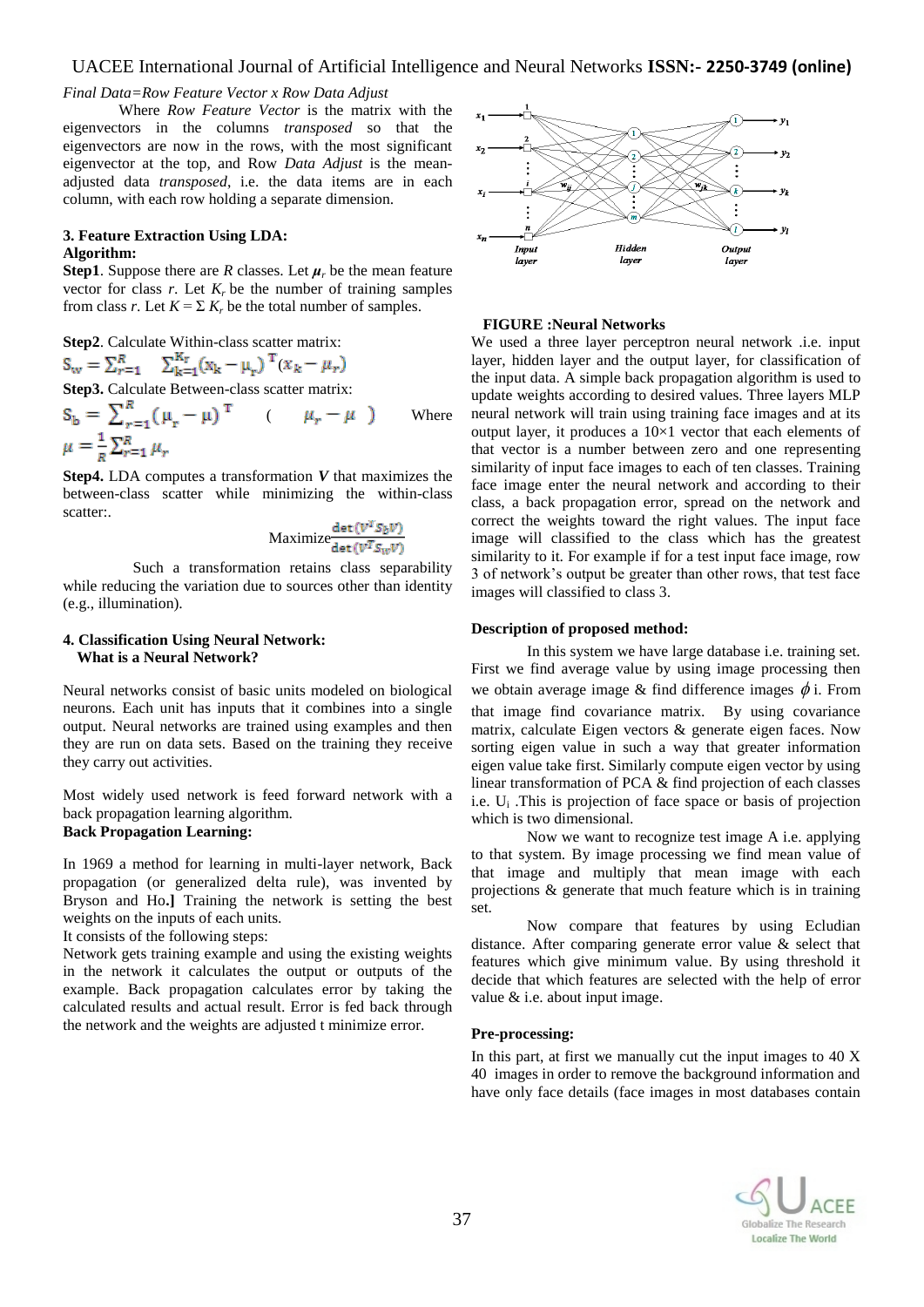*Final Data=Row Feature Vector x Row Data Adjust*

Where *Row Feature Vector* is the matrix with the eigenvectors in the columns *transposed* so that the eigenvectors are now in the rows, with the most significant eigenvector at the top, and Row *Data Adjust* is the mean-adjusted data *transposed*, i.e. the data items are in each column, with each row holding a separate dimension.

### 3. Feature Extraction Using LDA:

**Algorithm:**

**Step1**. Suppose there are $R$ classes. Let $\boldsymbol{\mu}_r$ be the mean feature vector for class $r$. Let $K_r$ be the number of training samples from class $r$. Let $K = \Sigma K_r$ be the total number of samples.

**Step2**. Calculate Within-class scatter matrix:

$$S_w = \sum_{r=1}^{R} \sum_{k=1}^{K_r} (x_k - \mu_r)^T (x_k - \mu_r)$$

**Step3.** Calculate Between-class scatter matrix:

$$S_b = \sum_{r=1}^{R} (\mu_r - \mu)^T \quad ( \quad \mu_r - \mu \quad )$$

Where $\mu = \frac{1}{R} \sum_{r=1}^{R} \mu_r$

**Step4.** LDA computes a transformation $\boldsymbol{V}$ that maximizes the between-class scatter while minimizing the within-class scatter:.

$$\text{Maximize} \frac{\det(V^T S_b V)}{\det(V^T S_W V)}$$

Such a transformation retains class separability while reducing the variation due to sources other than identity (e.g., illumination).

### 4. Classification Using Neural Network:

**What is a Neural Network?**

Neural networks consist of basic units modeled on biological neurons. Each unit has inputs that it combines into a single output. Neural networks are trained using examples and then they are run on data sets. Based on the training they receive they carry out activities.

Most widely used network is feed forward network with a back propagation learning algorithm.

**Back Propagation Learning:**

In 1969 a method for learning in multi-layer network, Back propagation (or generalized delta rule), was invented by Bryson and Ho.] Training the network is setting the best weights on the inputs of each units.

It consists of the following steps:

Network gets training example and using the existing weights in the network it calculates the output or outputs of the example. Back propagation calculates error by taking the calculated results and actual result. Error is fed back through the network and the weights are adjusted t minimize error.

**FIGURE :Neural Networks**

We used a three layer perceptron neural network .i.e. input layer, hidden layer and the output layer, for classification of the input data. A simple back propagation algorithm is used to update weights according to desired values. Three layers MLP neural network will train using training face images and at its output layer, it produces a 10×1 vector that each elements of that vector is a number between zero and one representing similarity of input face images to each of ten classes. Training face image enter the neural network and according to their class, a back propagation error, spread on the network and correct the weights toward the right values. The input face image will classified to the class which has the greatest similarity to it. For example if for a test input face image, row 3 of network's output be greater than other rows, that test face images will classified to class 3.

**Description of proposed method:**

In this system we have large database i.e. training set. First we find average value by using image processing then we obtain average image & find difference images $\phi$ i. From that image find covariance matrix. By using covariance matrix, calculate Eigen vectors & generate eigen faces. Now sorting eigen value in such a way that greater information eigen value take first. Similarly compute eigen vector by using linear transformation of PCA & find projection of each classes i.e. $U_i$ .This is projection of face space or basis of projection which is two dimensional.

Now we want to recognize test image A i.e. applying to that system. By image processing we find mean value of that image and multiply that mean image with each projections & generate that much feature which is in training set.

Now compare that features by using Ecludian distance. After comparing generate error value & select that features which give minimum value. By using threshold it decide that which features are selected with the help of error value & i.e. about input image.

**Pre-processing:**

In this part, at first we manually cut the input images to 40 X 40 images in order to remove the background information and have only face details (face images in most databases contain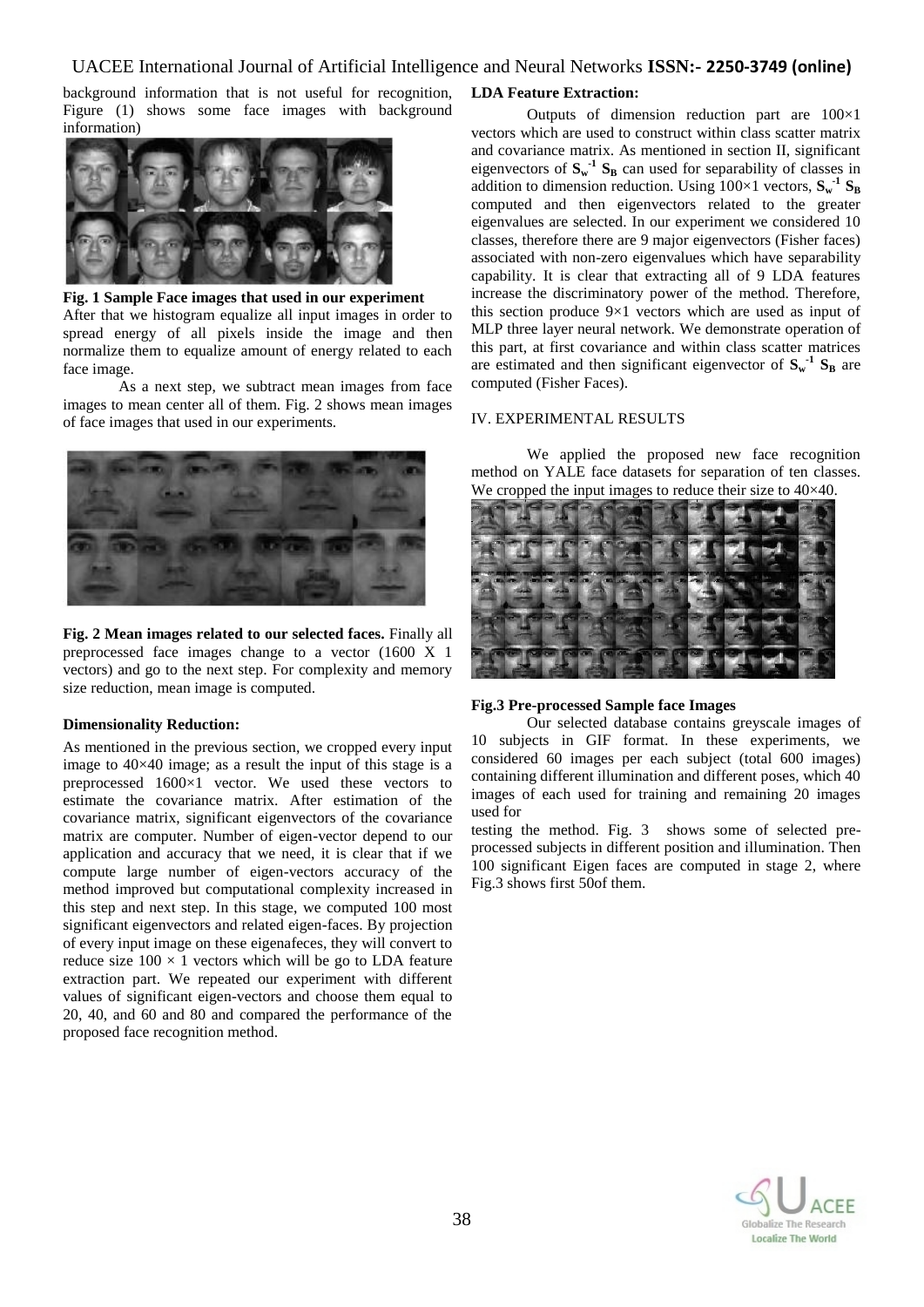background information that is not useful for recognition, Figure (1) shows some face images with background information)

**Fig. 1 Sample Face images that used in our experiment**

After that we histogram equalize all input images in order to spread energy of all pixels inside the image and then normalize them to equalize amount of energy related to each face image.

As a next step, we subtract mean images from face images to mean center all of them. Fig. 2 shows mean images of face images that used in our experiments.

**Fig. 2 Mean images related to our selected faces.** Finally all preprocessed face images change to a vector (1600 X 1 vectors) and go to the next step. For complexity and memory size reduction, mean image is computed.

**Dimensionality Reduction:**

As mentioned in the previous section, we cropped every input image to 40×40 image; as a result the input of this stage is a preprocessed 1600×1 vector. We used these vectors to estimate the covariance matrix. After estimation of the covariance matrix, significant eigenvectors of the covariance matrix are computer. Number of eigen-vector depend to our application and accuracy that we need, it is clear that if we compute large number of eigen-vectors accuracy of the method improved but computational complexity increased in this step and next step. In this stage, we computed 100 most significant eigenvectors and related eigen-faces. By projection of every input image on these eigenafeces, they will convert to reduce size 100 × 1 vectors which will be go to LDA feature extraction part. We repeated our experiment with different values of significant eigen-vectors and choose them equal to 20, 40, and 60 and 80 and compared the performance of the proposed face recognition method.

**LDA Feature Extraction:**

Outputs of dimension reduction part are 100×1 vectors which are used to construct within class scatter matrix and covariance matrix. As mentioned in section II, significant eigenvectors of $\mathbf{S_w^{-1} S_B}$ can used for separability of classes in addition to dimension reduction. Using 100×1 vectors, $\mathbf{S_w^{-1} S_B}$ computed and then eigenvectors related to the greater eigenvalues are selected. In our experiment we considered 10 classes, therefore there are 9 major eigenvectors (Fisher faces) associated with non-zero eigenvalues which have separability capability. It is clear that extracting all of 9 LDA features increase the discriminatory power of the method. Therefore, this section produce 9×1 vectors which are used as input of MLP three layer neural network. We demonstrate operation of this part, at first covariance and within class scatter matrices are estimated and then significant eigenvector of $\mathbf{S_w^{-1} S_B}$ are computed (Fisher Faces).

## IV. EXPERIMENTAL RESULTS

We applied the proposed new face recognition method on YALE face datasets for separation of ten classes. We cropped the input images to reduce their size to 40×40.

**Fig.3 Pre-processed Sample face Images**

Our selected database contains greyscale images of 10 subjects in GIF format. In these experiments, we considered 60 images per each subject (total 600 images) containing different illumination and different poses, which 40 images of each used for training and remaining 20 images used for testing the method. Fig. 3 shows some of selected pre-processed subjects in different position and illumination. Then 100 significant Eigen faces are computed in stage 2, where Fig.3 shows first 50of them.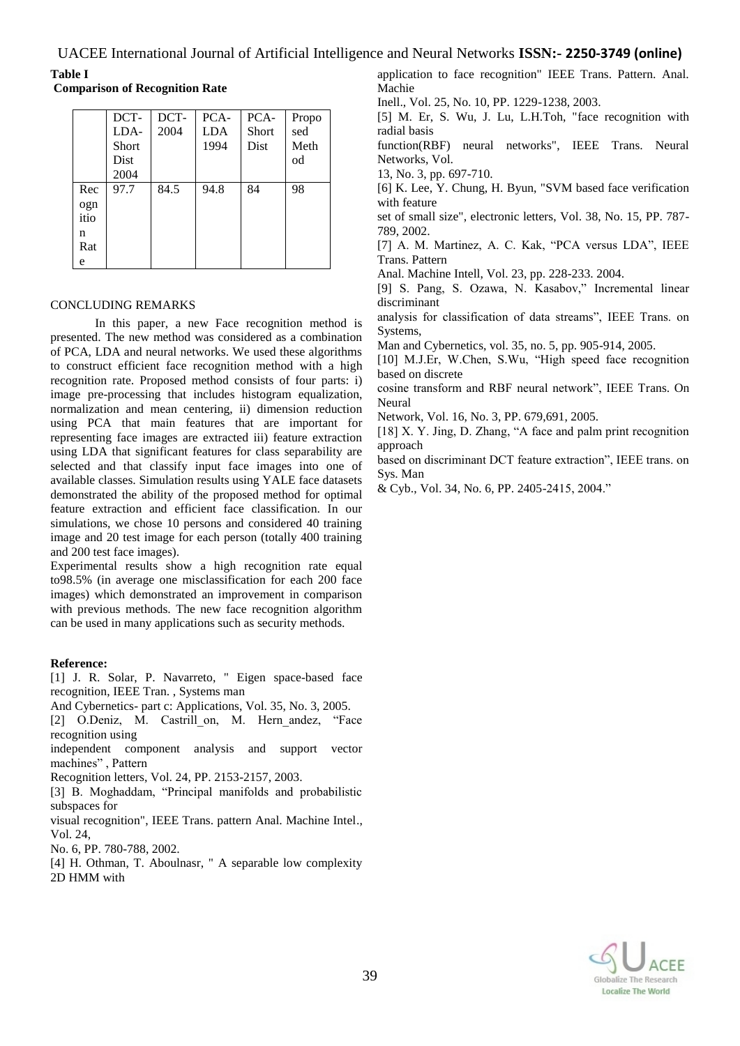**Table I**
**Comparison of Recognition Rate**

| | DCT-LDA-Short Dist 2004 | DCT-2004 | PCA-LDA 1994 | PCA-Short Dist | Proposed Method |
|---|---|---|---|---|---|
| Recognition Rate | 97.7 | 84.5 | 94.8 | 84 | 98 |

## CONCLUDING REMARKS

In this paper, a new Face recognition method is presented. The new method was considered as a combination of PCA, LDA and neural networks. We used these algorithms to construct efficient face recognition method with a high recognition rate. Proposed method consists of four parts: i) image pre-processing that includes histogram equalization, normalization and mean centering, ii) dimension reduction using PCA that main features that are important for representing face images are extracted iii) feature extraction using LDA that significant features for class separability are selected and that classify input face images into one of available classes. Simulation results using YALE face datasets demonstrated the ability of the proposed method for optimal feature extraction and efficient face classification. In our simulations, we chose 10 persons and considered 40 training image and 20 test image for each person (totally 400 training and 200 test face images).

Experimental results show a high recognition rate equal to98.5% (in average one misclassification for each 200 face images) which demonstrated an improvement in comparison with previous methods. The new face recognition algorithm can be used in many applications such as security methods.

**Reference:**

[1] J. R. Solar, P. Navarreto, " Eigen space-based face recognition, IEEE Tran. , Systems man
And Cybernetics- part c: Applications, Vol. 35, No. 3, 2005.

[2] O.Deniz, M. Castrill_on, M. Hern_andez, "Face recognition using
independent component analysis and support vector machines" , Pattern
Recognition letters, Vol. 24, PP. 2153-2157, 2003.

[3] B. Moghaddam, "Principal manifolds and probabilistic subspaces for
visual recognition", IEEE Trans. pattern Anal. Machine Intel., Vol. 24,
No. 6, PP. 780-788, 2002.

[4] H. Othman, T. Aboulnasr, " A separable low complexity 2D HMM with
application to face recognition" IEEE Trans. Pattern. Anal. Machie
Inell., Vol. 25, No. 10, PP. 1229-1238, 2003.

[5] M. Er, S. Wu, J. Lu, L.H.Toh, "face recognition with radial basis
function(RBF) neural networks", IEEE Trans. Neural Networks, Vol.
13, No. 3, pp. 697-710.

[6] K. Lee, Y. Chung, H. Byun, "SVM based face verification with feature
set of small size", electronic letters, Vol. 38, No. 15, PP. 787-789, 2002.

[7] A. M. Martinez, A. C. Kak, "PCA versus LDA", IEEE Trans. Pattern
Anal. Machine Intell, Vol. 23, pp. 228-233. 2004.

[9] S. Pang, S. Ozawa, N. Kasabov," Incremental linear discriminant
analysis for classification of data streams", IEEE Trans. on Systems,
Man and Cybernetics, vol. 35, no. 5, pp. 905-914, 2005.

[10] M.J.Er, W.Chen, S.Wu, "High speed face recognition based on discrete
cosine transform and RBF neural network", IEEE Trans. On Neural
Network, Vol. 16, No. 3, PP. 679,691, 2005.

[18] X. Y. Jing, D. Zhang, "A face and palm print recognition approach
based on discriminant DCT feature extraction", IEEE trans. on Sys. Man
& Cyb., Vol. 34, No. 6, PP. 2405-2415, 2004."